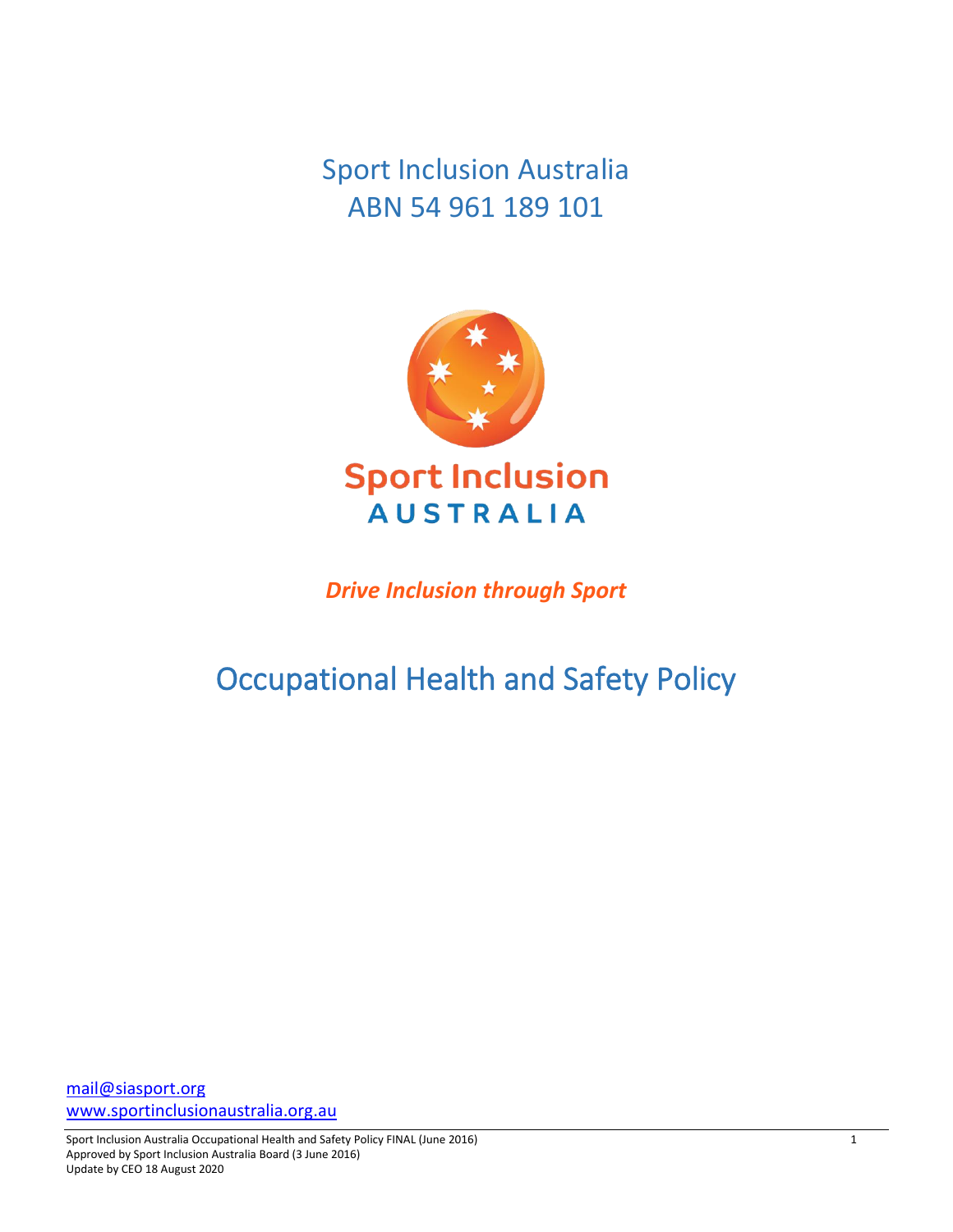# Sport Inclusion Australia
ABN 54 961 189 101

Sport Inclusion
AUSTRALIA

***Drive Inclusion through Sport***

## Occupational Health and Safety Policy

mail@siasport.org
www.sportinclusionaustralia.org.au

Sport Inclusion Australia Occupational Health and Safety Policy FINAL (June 2016)
Approved by Sport Inclusion Australia Board (3 June 2016)
Update by CEO 18 August 2020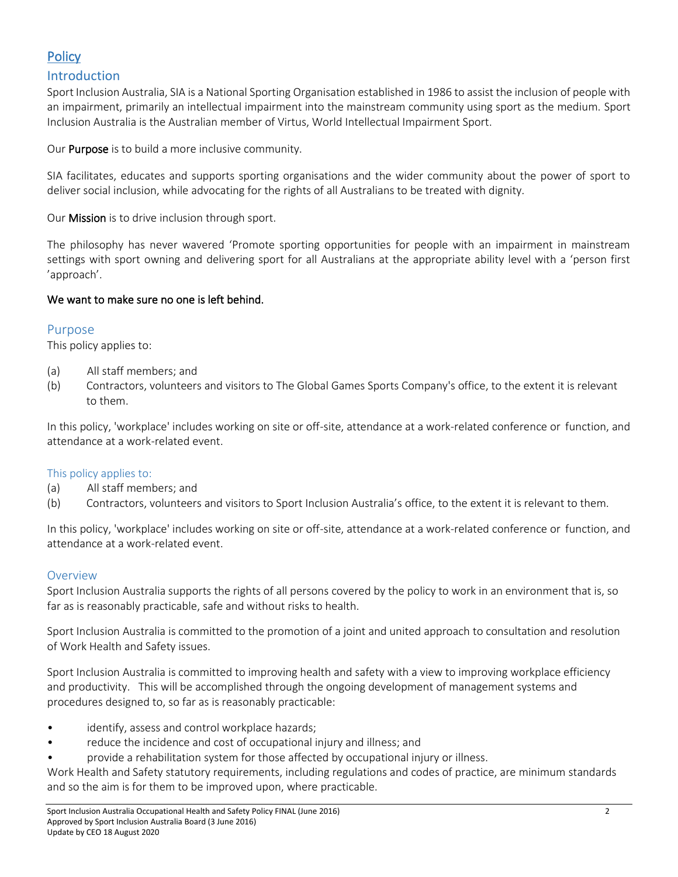# Policy

## Introduction

Sport Inclusion Australia, SIA is a National Sporting Organisation established in 1986 to assist the inclusion of people with an impairment, primarily an intellectual impairment into the mainstream community using sport as the medium. Sport Inclusion Australia is the Australian member of Virtus, World Intellectual Impairment Sport.

Our **Purpose** is to build a more inclusive community.

SIA facilitates, educates and supports sporting organisations and the wider community about the power of sport to deliver social inclusion, while advocating for the rights of all Australians to be treated with dignity.

Our **Mission** is to drive inclusion through sport.

The philosophy has never wavered 'Promote sporting opportunities for people with an impairment in mainstream settings with sport owning and delivering sport for all Australians at the appropriate ability level with a 'person first 'approach'.

**We want to make sure no one is left behind.**

## Purpose

This policy applies to:

(a) All staff members; and
(b) Contractors, volunteers and visitors to The Global Games Sports Company's office, to the extent it is relevant to them.

In this policy, 'workplace' includes working on site or off-site, attendance at a work-related conference or function, and attendance at a work-related event.

### This policy applies to:

(a) All staff members; and
(b) Contractors, volunteers and visitors to Sport Inclusion Australia's office, to the extent it is relevant to them.

In this policy, 'workplace' includes working on site or off-site, attendance at a work-related conference or function, and attendance at a work-related event.

## Overview

Sport Inclusion Australia supports the rights of all persons covered by the policy to work in an environment that is, so far as is reasonably practicable, safe and without risks to health.

Sport Inclusion Australia is committed to the promotion of a joint and united approach to consultation and resolution of Work Health and Safety issues.

Sport Inclusion Australia is committed to improving health and safety with a view to improving workplace efficiency and productivity. This will be accomplished through the ongoing development of management systems and procedures designed to, so far as is reasonably practicable:

- identify, assess and control workplace hazards;
- reduce the incidence and cost of occupational injury and illness; and
- provide a rehabilitation system for those affected by occupational injury or illness.

Work Health and Safety statutory requirements, including regulations and codes of practice, are minimum standards and so the aim is for them to be improved upon, where practicable.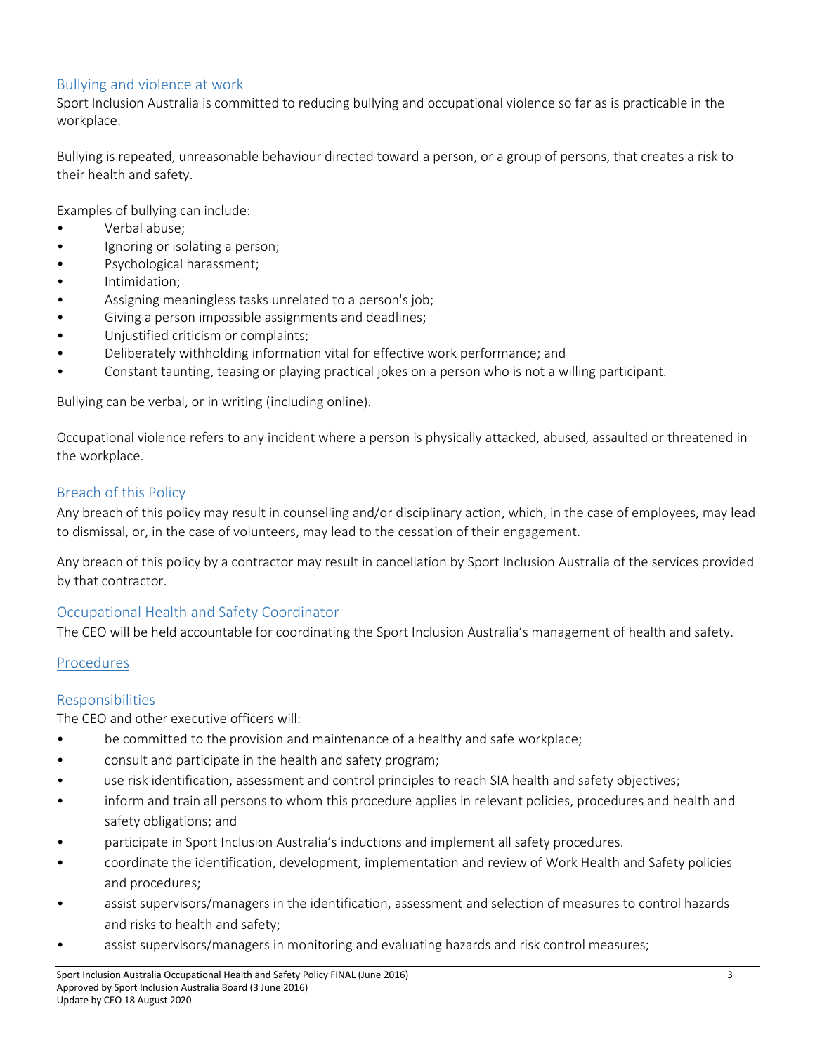## Bullying and violence at work

Sport Inclusion Australia is committed to reducing bullying and occupational violence so far as is practicable in the workplace.

Bullying is repeated, unreasonable behaviour directed toward a person, or a group of persons, that creates a risk to their health and safety.

Examples of bullying can include:

- Verbal abuse;
- Ignoring or isolating a person;
- Psychological harassment;
- Intimidation;
- Assigning meaningless tasks unrelated to a person's job;
- Giving a person impossible assignments and deadlines;
- Unjustified criticism or complaints;
- Deliberately withholding information vital for effective work performance; and
- Constant taunting, teasing or playing practical jokes on a person who is not a willing participant.

Bullying can be verbal, or in writing (including online).

Occupational violence refers to any incident where a person is physically attacked, abused, assaulted or threatened in the workplace.

## Breach of this Policy

Any breach of this policy may result in counselling and/or disciplinary action, which, in the case of employees, may lead to dismissal, or, in the case of volunteers, may lead to the cessation of their engagement.

Any breach of this policy by a contractor may result in cancellation by Sport Inclusion Australia of the services provided by that contractor.

## Occupational Health and Safety Coordinator

The CEO will be held accountable for coordinating the Sport Inclusion Australia's management of health and safety.

## Procedures

## Responsibilities

The CEO and other executive officers will:

- be committed to the provision and maintenance of a healthy and safe workplace;
- consult and participate in the health and safety program;
- use risk identification, assessment and control principles to reach SIA health and safety objectives;
- inform and train all persons to whom this procedure applies in relevant policies, procedures and health and safety obligations; and
- participate in Sport Inclusion Australia's inductions and implement all safety procedures.
- coordinate the identification, development, implementation and review of Work Health and Safety policies and procedures;
- assist supervisors/managers in the identification, assessment and selection of measures to control hazards and risks to health and safety;
- assist supervisors/managers in monitoring and evaluating hazards and risk control measures;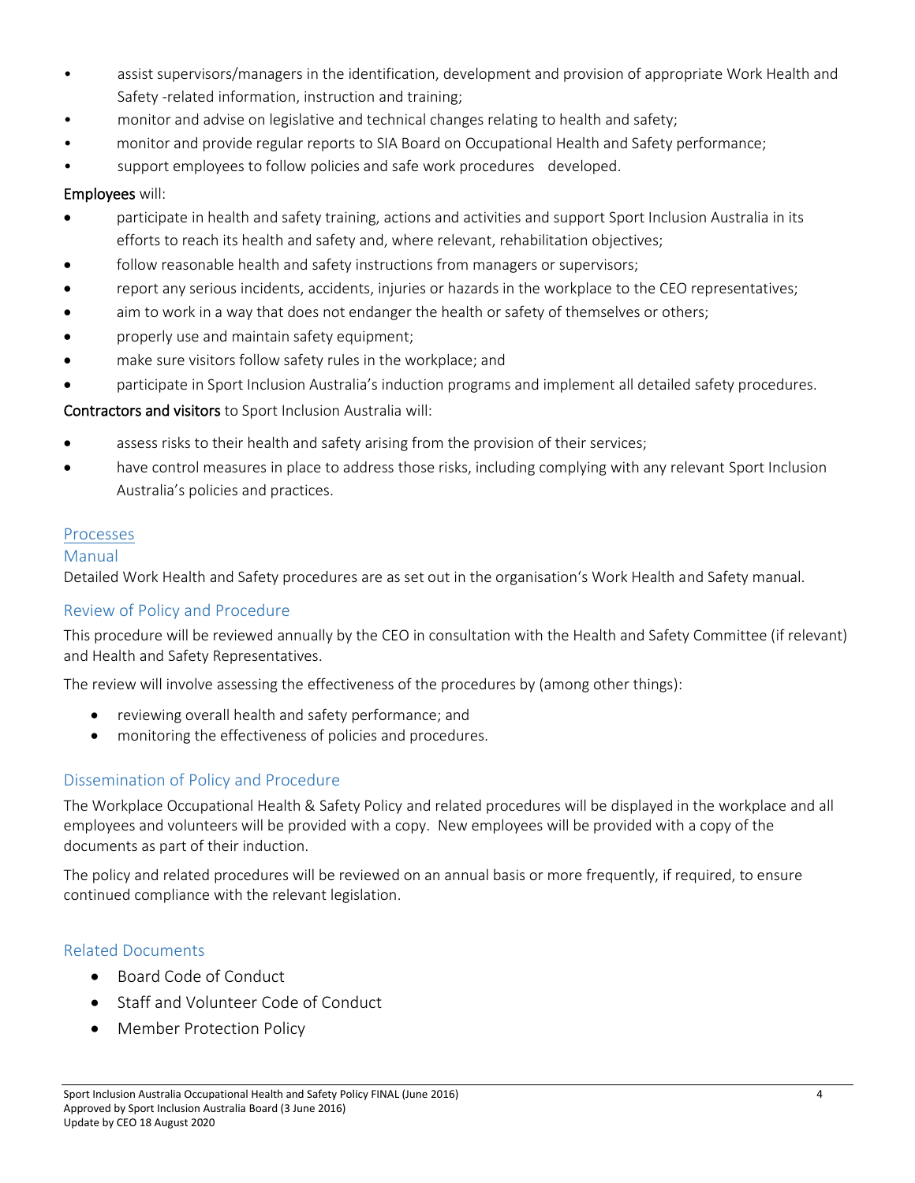- assist supervisors/managers in the identification, development and provision of appropriate Work Health and Safety -related information, instruction and training;
- monitor and advise on legislative and technical changes relating to health and safety;
- monitor and provide regular reports to SIA Board on Occupational Health and Safety performance;
- support employees to follow policies and safe work procedures developed.

**Employees** will:

- participate in health and safety training, actions and activities and support Sport Inclusion Australia in its efforts to reach its health and safety and, where relevant, rehabilitation objectives;
- follow reasonable health and safety instructions from managers or supervisors;
- report any serious incidents, accidents, injuries or hazards in the workplace to the CEO representatives;
- aim to work in a way that does not endanger the health or safety of themselves or others;
- properly use and maintain safety equipment;
- make sure visitors follow safety rules in the workplace; and
- participate in Sport Inclusion Australia's induction programs and implement all detailed safety procedures.

**Contractors and visitors** to Sport Inclusion Australia will:

- assess risks to their health and safety arising from the provision of their services;
- have control measures in place to address those risks, including complying with any relevant Sport Inclusion Australia's policies and practices.

## Processes

### Manual

Detailed Work Health and Safety procedures are as set out in the organisation's Work Health and Safety manual.

### Review of Policy and Procedure

This procedure will be reviewed annually by the CEO in consultation with the Health and Safety Committee (if relevant) and Health and Safety Representatives.

The review will involve assessing the effectiveness of the procedures by (among other things):

- reviewing overall health and safety performance; and
- monitoring the effectiveness of policies and procedures.

### Dissemination of Policy and Procedure

The Workplace Occupational Health & Safety Policy and related procedures will be displayed in the workplace and all employees and volunteers will be provided with a copy. New employees will be provided with a copy of the documents as part of their induction.

The policy and related procedures will be reviewed on an annual basis or more frequently, if required, to ensure continued compliance with the relevant legislation.

### Related Documents

- Board Code of Conduct
- Staff and Volunteer Code of Conduct
- Member Protection Policy